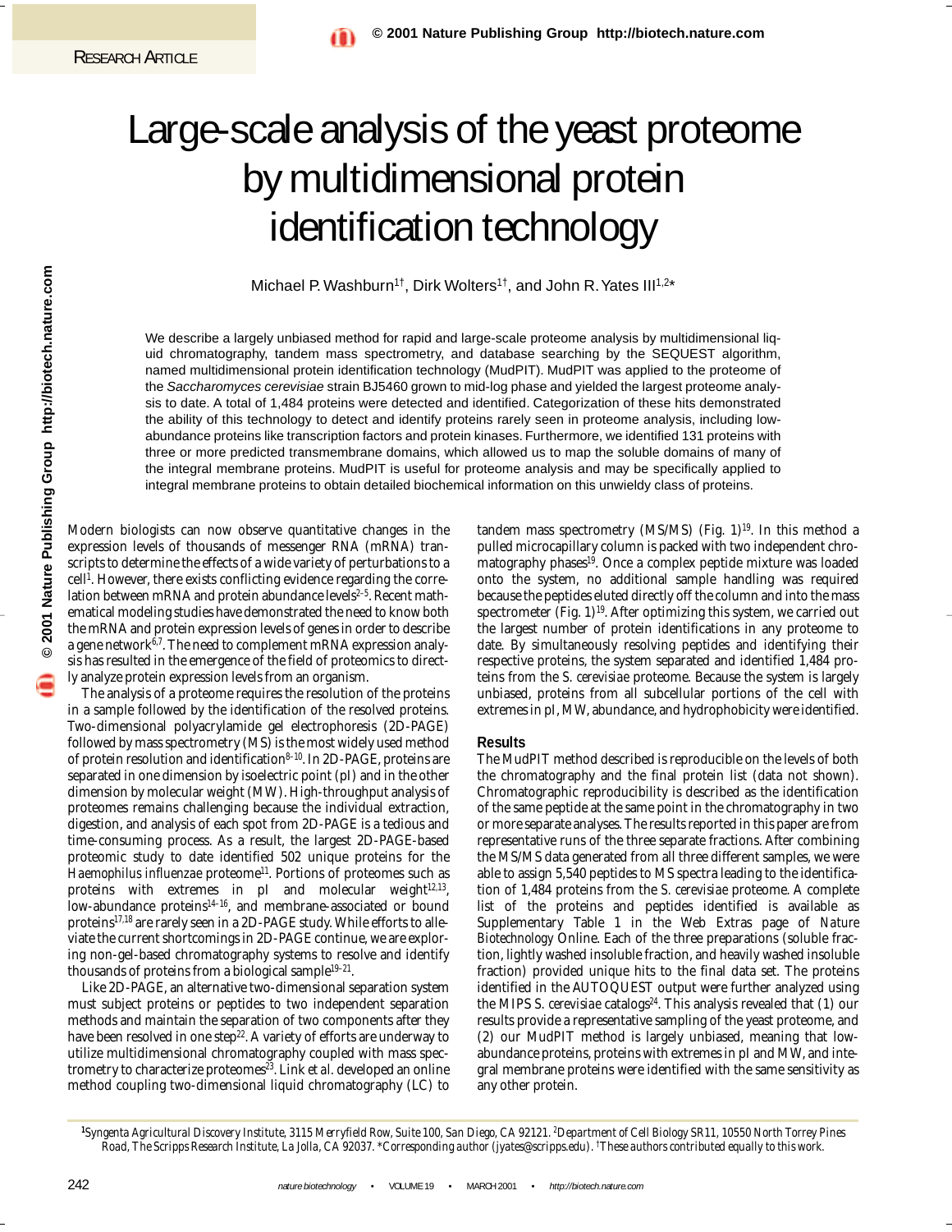# Large-scale analysis of the yeast proteome by multidimensional protein identification technology

Michael P. Washburn[1†], Dirk Wolters[1†], and John R. Yates III[1,2*]

We describe a largely unbiased method for rapid and large-scale proteome analysis by multidimensional liquid chromatography, tandem mass spectrometry, and database searching by the SEQUEST algorithm, named multidimensional protein identification technology (MudPIT). MudPIT was applied to the proteome of the *Saccharomyces cerevisiae* strain BJ5460 grown to mid-log phase and yielded the largest proteome analysis to date. A total of 1,484 proteins were detected and identified. Categorization of these hits demonstrated the ability of this technology to detect and identify proteins rarely seen in proteome analysis, including low-abundance proteins like transcription factors and protein kinases. Furthermore, we identified 131 proteins with three or more predicted transmembrane domains, which allowed us to map the soluble domains of many of the integral membrane proteins. MudPIT is useful for proteome analysis and may be specifically applied to integral membrane proteins to obtain detailed biochemical information on this unwieldy class of proteins.

Modern biologists can now observe quantitative changes in the expression levels of thousands of messenger RNA (mRNA) transcripts to determine the effects of a wide variety of perturbations to a cell[1]. However, there exists conflicting evidence regarding the correlation between mRNA and protein abundance levels[2–5]. Recent mathematical modeling studies have demonstrated the need to know both the mRNA and protein expression levels of genes in order to describe a gene network[6,7]. The need to complement mRNA expression analysis has resulted in the emergence of the field of proteomics to directly analyze protein expression levels from an organism.

The analysis of a proteome requires the resolution of the proteins in a sample followed by the identification of the resolved proteins. Two-dimensional polyacrylamide gel electrophoresis (2D-PAGE) followed by mass spectrometry (MS) is the most widely used method of protein resolution and identification[8–10]. In 2D-PAGE, proteins are separated in one dimension by isoelectric point (pI) and in the other dimension by molecular weight (MW). High-throughput analysis of proteomes remains challenging because the individual extraction, digestion, and analysis of each spot from 2D-PAGE is a tedious and time-consuming process. As a result, the largest 2D-PAGE-based proteomic study to date identified 502 unique proteins for the *Haemophilus influenzae* proteome[11]. Portions of proteomes such as proteins with extremes in pI and molecular weight[12,13], low-abundance proteins[14–16], and membrane-associated or bound proteins[17,18] are rarely seen in a 2D-PAGE study. While efforts to alleviate the current shortcomings in 2D-PAGE continue, we are exploring non-gel-based chromatography systems to resolve and identify thousands of proteins from a biological sample[19–21].

Like 2D-PAGE, an alternative two-dimensional separation system must subject proteins or peptides to two independent separation methods and maintain the separation of two components after they have been resolved in one step[22]. A variety of efforts are underway to utilize multidimensional chromatography coupled with mass spectrometry to characterize proteomes[23]. Link et al. developed an online method coupling two-dimensional liquid chromatography (LC) to tandem mass spectrometry (MS/MS) (Fig. 1)[19]. In this method a pulled microcapillary column is packed with two independent chromatography phases[19]. Once a complex peptide mixture was loaded onto the system, no additional sample handling was required because the peptides eluted directly off the column and into the mass spectrometer (Fig. 1)[19]. After optimizing this system, we carried out the largest number of protein identifications in any proteome to date. By simultaneously resolving peptides and identifying their respective proteins, the system separated and identified 1,484 proteins from the *S. cerevisiae* proteome. Because the system is largely unbiased, proteins from all subcellular portions of the cell with extremes in pI, MW, abundance, and hydrophobicity were identified.

## Results

The MudPIT method described is reproducible on the levels of both the chromatography and the final protein list (data not shown). Chromatographic reproducibility is described as the identification of the same peptide at the same point in the chromatography in two or more separate analyses. The results reported in this paper are from representative runs of the three separate fractions. After combining the MS/MS data generated from all three different samples, we were able to assign 5,540 peptides to MS spectra leading to the identification of 1,484 proteins from the *S. cerevisiae* proteome. A complete list of the proteins and peptides identified is available as Supplementary Table 1 in the Web Extras page of *Nature Biotechnology* Online. Each of the three preparations (soluble fraction, lightly washed insoluble fraction, and heavily washed insoluble fraction) provided unique hits to the final data set. The proteins identified in the AUTOQUEST output were further analyzed using the MIPS *S. cerevisiae* catalogs[24]. This analysis revealed that (1) our results provide a representative sampling of the yeast proteome, and (2) our MudPIT method is largely unbiased, meaning that low-abundance proteins, proteins with extremes in pI and MW, and integral membrane proteins were identified with the same sensitivity as any other protein.

[1]*Syngenta Agricultural Discovery Institute, 3115 Merryfield Row, Suite 100, San Diego, CA 92121.* [2]*Department of Cell Biology SR11, 10550 North Torrey Pines Road, The Scripps Research Institute, La Jolla, CA 92037.* *Corresponding author (jyates@scripps.edu). †These authors contributed equally to this work.*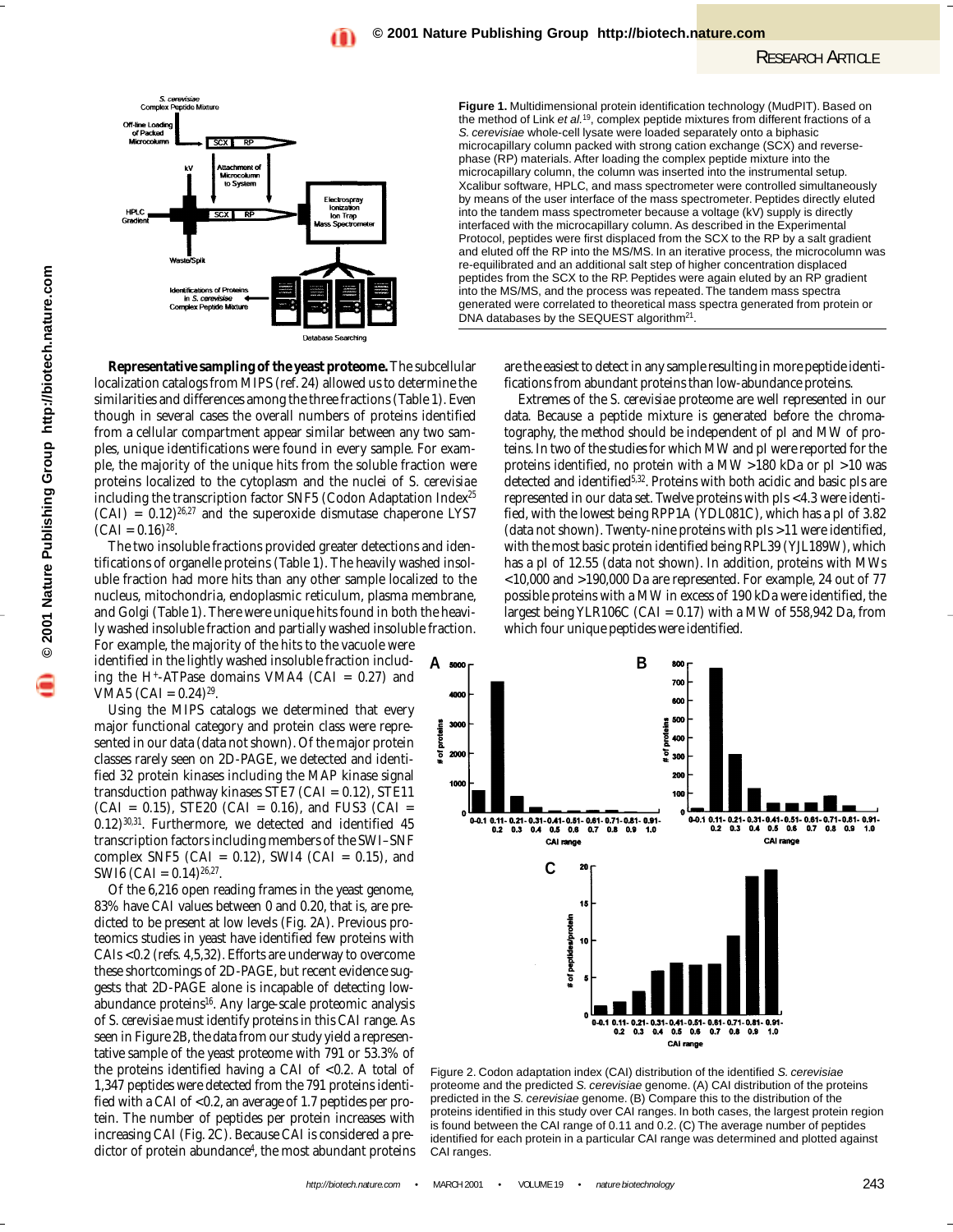**Figure 1.** Multidimensional protein identification technology (MudPIT). Based on the method of Link *et al.*[19], complex peptide mixtures from different fractions of a *S. cerevisiae* whole-cell lysate were loaded separately onto a biphasic microcapillary column packed with strong cation exchange (SCX) and reverse-phase (RP) materials. After loading the complex peptide mixture into the microcapillary column, the column was inserted into the instrumental setup. Xcalibur software, HPLC, and mass spectrometer were controlled simultaneously by means of the user interface of the mass spectrometer. Peptides directly eluted into the tandem mass spectrometer because a voltage (kV) supply is directly interfaced with the microcapillary column. As described in the Experimental Protocol, peptides were first displaced from the SCX to the RP by a salt gradient and eluted off the RP into the MS/MS. In an iterative process, the microcolumn was re-equilibrated and an additional salt step of higher concentration displaced peptides from the SCX to the RP. Peptides were again eluted by an RP gradient into the MS/MS, and the process was repeated. The tandem mass spectra generated were correlated to theoretical mass spectra generated from protein or DNA databases by the SEQUEST algorithm[21].

**Representative sampling of the yeast proteome.** The subcellular localization catalogs from MIPS (ref. 24) allowed us to determine the similarities and differences among the three fractions (Table 1). Even though in several cases the overall numbers of proteins identified from a cellular compartment appear similar between any two samples, unique identifications were found in every sample. For example, the majority of the unique hits from the soluble fraction were proteins localized to the cytoplasm and the nuclei of *S. cerevisiae* including the transcription factor SNF5 (Codon Adaptation Index[25] (CAI) = 0.12)[26,27] and the superoxide dismutase chaperone LYS7 (CAI = 0.16)[28].

The two insoluble fractions provided greater detections and identifications of organelle proteins (Table 1). The heavily washed insoluble fraction had more hits than any other sample localized to the nucleus, mitochondria, endoplasmic reticulum, plasma membrane, and Golgi (Table 1). There were unique hits found in both the heavily washed insoluble fraction and partially washed insoluble fraction. For example, the majority of the hits to the vacuole were identified in the lightly washed insoluble fraction including the $H^+$-ATPase domains VMA4 (CAI = 0.27) and VMA5 (CAI = 0.24)[29].

Using the MIPS catalogs we determined that every major functional category and protein class were represented in our data (data not shown). Of the major protein classes rarely seen on 2D-PAGE, we detected and identified 32 protein kinases including the MAP kinase signal transduction pathway kinases STE7 (CAI = 0.12), STE11 (CAI = 0.15), STE20 (CAI = 0.16), and FUS3 (CAI = 0.12)[30,31]. Furthermore, we detected and identified 45 transcription factors including members of the SWI–SNF complex SNF5 (CAI = 0.12), SWI4 (CAI = 0.15), and SWI6 (CAI = 0.14)[26,27].

Of the 6,216 open reading frames in the yeast genome, 83% have CAI values between 0 and 0.20, that is, are predicted to be present at low levels (Fig. 2A). Previous proteomics studies in yeast have identified few proteins with CAIs <0.2 (refs. 4,5,32). Efforts are underway to overcome these shortcomings of 2D-PAGE, but recent evidence suggests that 2D-PAGE alone is incapable of detecting low-abundance proteins[16]. Any large-scale proteomic analysis of *S. cerevisiae* must identify proteins in this CAI range. As seen in Figure 2B, the data from our study yield a representative sample of the yeast proteome with 791 or 53.3% of the proteins identified having a CAI of <0.2. A total of 1,347 peptides were detected from the 791 proteins identified with a CAI of <0.2, an average of 1.7 peptides per protein. The number of peptides per protein increases with increasing CAI (Fig. 2C). Because CAI is considered a predictor of protein abundance[4], the most abundant proteins are the easiest to detect in any sample resulting in more peptide identifications from abundant proteins than low-abundance proteins.

Extremes of the *S. cerevisiae* proteome are well represented in our data. Because a peptide mixture is generated before the chromatography, the method should be independent of pI and MW of proteins. In two of the studies for which MW and pI were reported for the proteins identified, no protein with a MW >180 kDa or pI >10 was detected and identified[5,32]. Proteins with both acidic and basic pIs are represented in our data set. Twelve proteins with pIs <4.3 were identified, with the lowest being RPP1A (YDL081C), which has a pI of 3.82 (data not shown). Twenty-nine proteins with pIs >11 were identified, with the most basic protein identified being RPL39 (YJL189W), which has a pI of 12.55 (data not shown). In addition, proteins with MWs <10,000 and >190,000 Da are represented. For example, 24 out of 77 possible proteins with a MW in excess of 190 kDa were identified, the largest being YLR106C (CAI = 0.17) with a MW of 558,942 Da, from which four unique peptides were identified.

Figure 2. Codon adaptation index (CAI) distribution of the identified *S. cerevisiae* proteome and the predicted *S. cerevisiae* genome. (A) CAI distribution of the proteins predicted in the *S. cerevisiae* genome. (B) Compare this to the distribution of the proteins identified in this study over CAI ranges. In both cases, the largest protein region is found between the CAI range of 0.11 and 0.2. (C) The average number of peptides identified for each protein in a particular CAI range was determined and plotted against CAI ranges.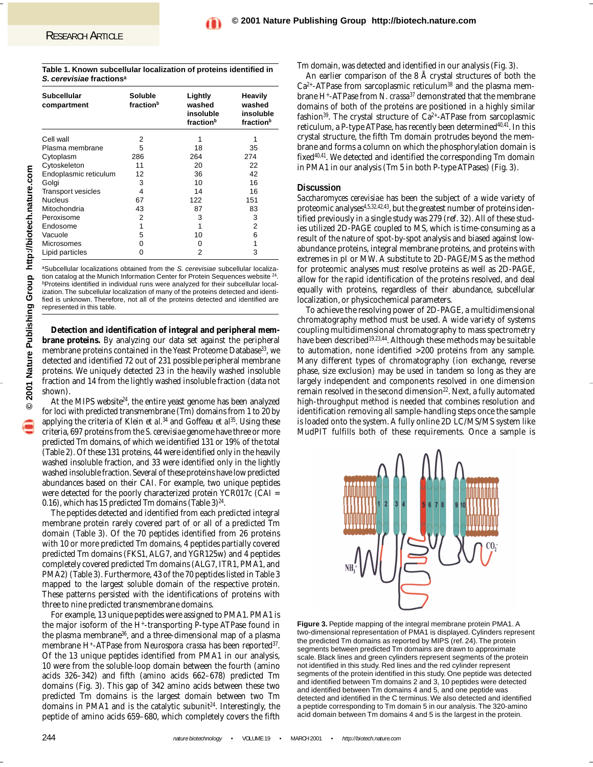**Table 1. Known subcellular localization of proteins identified in *S. cerevisiae* fractions[a]**

| Subcellular compartment | Soluble fraction[b] | Lightly washed insoluble fraction[b] | Heavily washed insoluble fraction[b] |
|---|---|---|---|
| Cell wall | 2 | 1 | 1 |
| Plasma membrane | 5 | 18 | 35 |
| Cytoplasm | 286 | 264 | 274 |
| Cytoskeleton | 11 | 20 | 22 |
| Endoplasmic reticulum | 12 | 36 | 42 |
| Golgi | 3 | 10 | 16 |
| Transport vesicles | 4 | 14 | 16 |
| Nucleus | 67 | 122 | 151 |
| Mitochondria | 43 | 87 | 83 |
| Peroxisome | 2 | 3 | 3 |
| Endosome | 1 | 1 | 2 |
| Vacuole | 5 | 10 | 6 |
| Microsomes | 0 | 0 | 1 |
| Lipid particles | 0 | 2 | 3 |

[a]Subcellular localizations obtained from the *S. cerevisiae* subcellular localization catalog at the Munich Information Center for Protein Sequences website [24].
[b]Proteins identified in individual runs were analyzed for their subcellular localization. The subcellular localization of many of the proteins detected and identified is unknown. Therefore, not all of the proteins detected and identified are represented in this table.

**Detection and identification of integral and peripheral membrane proteins.** By analyzing our data set against the peripheral membrane proteins contained in the Yeast Proteome Database[33], we detected and identified 72 out of 231 possible peripheral membrane proteins. We uniquely detected 23 in the heavily washed insoluble fraction and 14 from the lightly washed insoluble fraction (data not shown).

At the MIPS website[24], the entire yeast genome has been analyzed for loci with predicted transmembrane (Tm) domains from 1 to 20 by applying the criteria of Klein *et al.*[34] and Goffeau *et al*[35]. Using these criteria, 697 proteins from the *S. cerevisiae* genome have three or more predicted Tm domains, of which we identified 131 or 19% of the total (Table 2). Of these 131 proteins, 44 were identified only in the heavily washed insoluble fraction, and 33 were identified only in the lightly washed insoluble fraction. Several of these proteins have low predicted abundances based on their CAI. For example, two unique peptides were detected for the poorly characterized protein YCR017c (CAI = 0.16), which has 15 predicted Tm domains (Table 3)[24].

The peptides detected and identified from each predicted integral membrane protein rarely covered part of or all of a predicted Tm domain (Table 3). Of the 70 peptides identified from 26 proteins with 10 or more predicted Tm domains, 4 peptides partially covered predicted Tm domains (FKS1, ALG7, and YGR125w) and 4 peptides completely covered predicted Tm domains (ALG7, ITR1, PMA1, and PMA2) (Table 3). Furthermore, 43 of the 70 peptides listed in Table 3 mapped to the largest soluble domain of the respective protein. These patterns persisted with the identifications of proteins with three to nine predicted transmembrane domains.

For example, 13 unique peptides were assigned to PMA1. PMA1 is the major isoform of the $H^+$-transporting P-type ATPase found in the plasma membrane[36], and a three-dimensional map of a plasma membrane $H^+$-ATPase from *Neurospora crassa* has been reported[37]. Of the 13 unique peptides identified from PMA1 in our analysis, 10 were from the soluble-loop domain between the fourth (amino acids 326–342) and fifth (amino acids 662–678) predicted Tm domains (Fig. 3). This gap of 342 amino acids between these two predicted Tm domains is the largest domain between two Tm domains in PMA1 and is the catalytic subunit[24]. Interestingly, the peptide of amino acids 659–680, which completely covers the fifth Tm domain, was detected and identified in our analysis (Fig. 3).

An earlier comparison of the 8 Å crystal structures of both the $Ca^{2+}$-ATPase from sarcoplasmic reticulum[38] and the plasma membrane $H^+$-ATPase from *N. crassa*[37] demonstrated that the membrane domains of both of the proteins are positioned in a highly similar fashion[39]. The crystal structure of $Ca^{2+}$-ATPase from sarcoplasmic reticulum, a P-type ATPase, has recently been determined[40,41]. In this crystal structure, the fifth Tm domain protrudes beyond the membrane and forms a column on which the phosphorylation domain is fixed[40,41]. We detected and identified the corresponding Tm domain in PMA1 in our analysis (Tm 5 in both P-type ATPases) (Fig. 3).

## Discussion

*Saccharomyces cerevisiae* has been the subject of a wide variety of proteomic analyses[4,5,32,42,43], but the greatest number of proteins identified previously in a single study was 279 (ref. 32). All of these studies utilized 2D-PAGE coupled to MS, which is time-consuming as a result of the nature of spot-by-spot analysis and biased against low-abundance proteins, integral membrane proteins, and proteins with extremes in pI or MW. A substitute to 2D-PAGE/MS as the method for proteomic analyses must resolve proteins as well as 2D-PAGE, allow for the rapid identification of the proteins resolved, and deal equally with proteins, regardless of their abundance, subcellular localization, or physicochemical parameters.

To achieve the resolving power of 2D-PAGE, a multidimensional chromatography method must be used. A wide variety of systems coupling multidimensional chromatography to mass spectrometry have been described[19,23,44]. Although these methods may be suitable to automation, none identified >200 proteins from any sample. Many different types of chromatography (ion exchange, reverse phase, size exclusion) may be used in tandem so long as they are largely independent and components resolved in one dimension remain resolved in the second dimension[22]. Next, a fully automated high-throughput method is needed that combines resolution and identification removing all sample-handling steps once the sample is loaded onto the system. A fully online 2D LC/MS/MS system like MudPIT fulfills both of these requirements. Once a sample is

**Figure 3.** Peptide mapping of the integral membrane protein PMA1. A two-dimensional representation of PMA1 is displayed. Cylinders represent the predicted Tm domains as reported by MIPS (ref. 24). The protein segments between predicted Tm domains are drawn to approximate scale. Black lines and green cylinders represent segments of the protein not identified in this study. Red lines and the red cylinder represent segments of the protein identified in this study. One peptide was detected and identified between Tm domains 2 and 3, 10 peptides were detected and identified between Tm domains 4 and 5, and one peptide was detected and identified in the C terminus. We also detected and identified a peptide corresponding to Tm domain 5 in our analysis. The 320-amino acid domain between Tm domains 4 and 5 is the largest in the protein.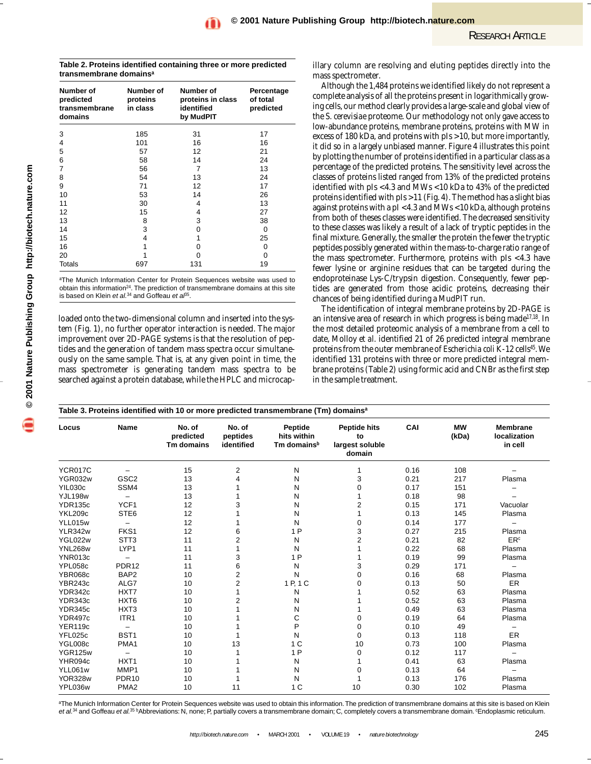**Table 2. Proteins identified containing three or more predicted transmembrane domains[a]**

| Number of predicted transmembrane domains | Number of proteins in class | Number of proteins in class identified by MudPIT | Percentage of total predicted |
|---|---|---|---|
| 3 | 185 | 31 | 17 |
| 4 | 101 | 16 | 16 |
| 5 | 57 | 12 | 21 |
| 6 | 58 | 14 | 24 |
| 7 | 56 | 7 | 13 |
| 8 | 54 | 13 | 24 |
| 9 | 71 | 12 | 17 |
| 10 | 53 | 14 | 26 |
| 11 | 30 | 4 | 13 |
| 12 | 15 | 4 | 27 |
| 13 | 8 | 3 | 38 |
| 14 | 3 | 0 | 0 |
| 15 | 4 | 1 | 25 |
| 16 | 1 | 0 | 0 |
| 20 | 1 | 0 | 0 |
| Totals | 697 | 131 | 19 |

[a]The Munich Information Center for Protein Sequences website was used to obtain this information[24]. The prediction of transmembrane domains at this site is based on Klein *et al.*[34] and Goffeau *et al*[35].

loaded onto the two-dimensional column and inserted into the system (Fig. 1), no further operator interaction is needed. The major improvement over 2D-PAGE systems is that the resolution of peptides and the generation of tandem mass spectra occur simultaneously on the same sample. That is, at any given point in time, the mass spectrometer is generating tandem mass spectra to be searched against a protein database, while the HPLC and microcapillary column are resolving and eluting peptides directly into the mass spectrometer.

Although the 1,484 proteins we identified likely do not represent a complete analysis of all the proteins present in logarithmically growing cells, our method clearly provides a large-scale and global view of the *S. cerevisiae* proteome. Our methodology not only gave access to low-abundance proteins, membrane proteins, proteins with MW in excess of 180 kDa, and proteins with pIs >10, but more importantly, it did so in a largely unbiased manner. Figure 4 illustrates this point by plotting the number of proteins identified in a particular class as a percentage of the predicted proteins. The sensitivity level across the classes of proteins listed ranged from 13% of the predicted proteins identified with pIs <4.3 and MWs <10 kDa to 43% of the predicted proteins identified with pIs >11 (Fig. 4). The method has a slight bias against proteins with a pI <4.3 and MWs <10 kDa, although proteins from both of theses classes were identified. The decreased sensitivity to these classes was likely a result of a lack of tryptic peptides in the final mixture. Generally, the smaller the protein the fewer the tryptic peptides possibly generated within the mass-to-charge ratio range of the mass spectrometer. Furthermore, proteins with pIs <4.3 have fewer lysine or arginine residues that can be targeted during the endoproteinase Lys-C/trypsin digestion. Consequently, fewer peptides are generated from those acidic proteins, decreasing their chances of being identified during a MudPIT run.

The identification of integral membrane proteins by 2D-PAGE is an intensive area of research in which progress is being made[17,18]. In the most detailed proteomic analysis of a membrane from a cell to date, Molloy *et al.* identified 21 of 26 predicted integral membrane proteins from the outer membrane of *Escherichia coli* K-12 cells[45]. We identified 131 proteins with three or more predicted integral membrane proteins (Table 2) using formic acid and CNBr as the first step in the sample treatment.

**Table 3. Proteins identified with 10 or more predicted transmembrane (Tm) domains[a]**

| Locus | Name | No. of predicted Tm domains | No. of peptides identified | Peptide hits within Tm domains[b] | Peptide hits to largest soluble domain | CAI | MW (kDa) | Membrane localization in cell |
|---|---|---|---|---|---|---|---|---|
| YCR017C | – | 15 | 2 | N | 1 | 0.16 | 108 | – |
| YGR032w | GSC2 | 13 | 4 | N | 3 | 0.21 | 217 | Plasma |
| YIL030c | SSM4 | 13 | 1 | N | 0 | 0.17 | 151 | – |
| YJL198w | – | 13 | 1 | N | 1 | 0.18 | 98 | – |
| YDR135c | YCF1 | 12 | 3 | N | 2 | 0.15 | 171 | Vacuolar |
| YKL209c | STE6 | 12 | 1 | N | 1 | 0.13 | 145 | Plasma |
| YLL015w | – | 12 | 1 | N | 0 | 0.14 | 177 | – |
| YLR342w | FKS1 | 12 | 6 | 1 P | 3 | 0.27 | 215 | Plasma |
| YGL022w | STT3 | 11 | 2 | N | 2 | 0.21 | 82 | ER[c] |
| YNL268w | LYP1 | 11 | 1 | N | 1 | 0.22 | 68 | Plasma |
| YNR013c | – | 11 | 3 | 1 P | 1 | 0.19 | 99 | Plasma |
| YPL058c | PDR12 | 11 | 6 | N | 3 | 0.29 | 171 | – |
| YBR068c | BAP2 | 10 | 2 | N | 0 | 0.16 | 68 | Plasma |
| YBR243c | ALG7 | 10 | 2 | 1 P, 1 C | 0 | 0.13 | 50 | ER |
| YDR342c | HXT7 | 10 | 1 | N | 1 | 0.52 | 63 | Plasma |
| YDR343c | HXT6 | 10 | 2 | N | 1 | 0.52 | 63 | Plasma |
| YDR345c | HXT3 | 10 | 1 | N | 1 | 0.49 | 63 | Plasma |
| YDR497c | ITR1 | 10 | 1 | C | 0 | 0.19 | 64 | Plasma |
| YER119c | – | 10 | 1 | P | 0 | 0.10 | 49 | – |
| YFL025c | BST1 | 10 | 1 | N | 0 | 0.13 | 118 | ER |
| YGL008c | PMA1 | 10 | 13 | 1 C | 10 | 0.73 | 100 | Plasma |
| YGR125w | – | 10 | 1 | 1 P | 0 | 0.12 | 117 | – |
| YHR094c | HXT1 | 10 | 1 | N | 1 | 0.41 | 63 | Plasma |
| YLL061w | MMP1 | 10 | 1 | N | 0 | 0.13 | 64 | – |
| YOR328w | PDR10 | 10 | 1 | N | 1 | 0.13 | 176 | Plasma |
| YPL036w | PMA2 | 10 | 11 | 1 C | 10 | 0.30 | 102 | Plasma |

[a]The Munich Information Center for Protein Sequences website was used to obtain this information. The prediction of transmembrane domains at this site is based on Klein *et al.*[34] and Goffeau *et al.*[35] [b]Abbreviations: N, none; P, partially covers a transmembrane domain; C, completely covers a transmembrane domain. [c]Endoplasmic reticulum.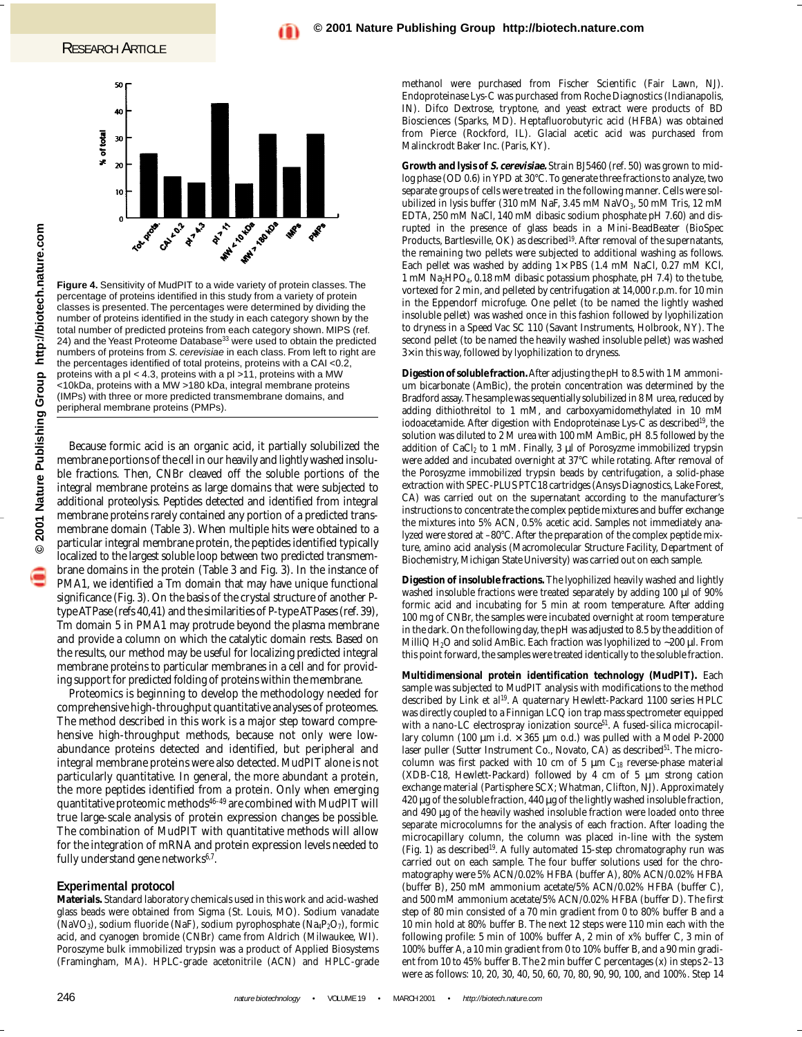Figure 4. Sensitivity of MudPIT to a wide variety of protein classes. The percentage of proteins identified in this study from a variety of protein classes is presented. The percentages were determined by dividing the number of proteins identified in the study in each category shown by the total number of predicted proteins from each category shown. MIPS (ref. 24) and the Yeast Proteome Database[33] were used to obtain the predicted numbers of proteins from *S. cerevisiae* in each class. From left to right are the percentages identified of total proteins, proteins with a CAI <0.2, proteins with a pI < 4.3, proteins with a pI >11, proteins with a MW <10kDa, proteins with a MW >180 kDa, integral membrane proteins (IMPs) with three or more predicted transmembrane domains, and peripheral membrane proteins (PMPs).

Because formic acid is an organic acid, it partially solubilized the membrane portions of the cell in our heavily and lightly washed insoluble fractions. Then, CNBr cleaved off the soluble portions of the integral membrane proteins as large domains that were subjected to additional proteolysis. Peptides detected and identified from integral membrane proteins rarely contained any portion of a predicted transmembrane domain (Table 3). When multiple hits were obtained to a particular integral membrane protein, the peptides identified typically localized to the largest soluble loop between two predicted transmembrane domains in the protein (Table 3 and Fig. 3). In the instance of PMA1, we identified a Tm domain that may have unique functional significance (Fig. 3). On the basis of the crystal structure of another P-type ATPase (refs 40,41) and the similarities of P-type ATPases (ref. 39), Tm domain 5 in PMA1 may protrude beyond the plasma membrane and provide a column on which the catalytic domain rests. Based on the results, our method may be useful for localizing predicted integral membrane proteins to particular membranes in a cell and for providing support for predicted folding of proteins within the membrane.

Proteomics is beginning to develop the methodology needed for comprehensive high-throughput quantitative analyses of proteomes. The method described in this work is a major step toward comprehensive high-throughput methods, because not only were low-abundance proteins detected and identified, but peripheral and integral membrane proteins were also detected. MudPIT alone is not particularly quantitative. In general, the more abundant a protein, the more peptides identified from a protein. Only when emerging quantitative proteomic methods[46–49] are combined with MudPIT will true large-scale analysis of protein expression changes be possible. The combination of MudPIT with quantitative methods will allow for the integration of mRNA and protein expression levels needed to fully understand gene networks[6,7].

## Experimental protocol

**Materials.** Standard laboratory chemicals used in this work and acid-washed glass beads were obtained from Sigma (St. Louis, MO). Sodium vanadate ($NaVO_3$), sodium fluoride (NaF), sodium pyrophosphate ($Na_4P_2O_7$), formic acid, and cyanogen bromide (CNBr) came from Aldrich (Milwaukee, WI). Poroszyme bulk immobilized trypsin was a product of Applied Biosystems (Framingham, MA). HPLC-grade acetonitrile (ACN) and HPLC-grade methanol were purchased from Fischer Scientific (Fair Lawn, NJ). Endoproteinase Lys-C was purchased from Roche Diagnostics (Indianapolis, IN). Difco Dextrose, tryptone, and yeast extract were products of BD Biosciences (Sparks, MD). Heptafluorobutyric acid (HFBA) was obtained from Pierce (Rockford, IL). Glacial acetic acid was purchased from Malinckrodt Baker Inc. (Paris, KY).

**Growth and lysis of *S. cerevisiae*.** Strain BJ5460 (ref. 50) was grown to mid-log phase (OD 0.6) in YPD at 30°C. To generate three fractions to analyze, two separate groups of cells were treated in the following manner. Cells were solubilized in lysis buffer (310 mM NaF, 3.45 mM $NaVO_3$, 50 mM Tris, 12 mM EDTA, 250 mM NaCl, 140 mM dibasic sodium phosphate pH 7.60) and disrupted in the presence of glass beads in a Mini-BeadBeater (BioSpec Products, Bartlesville, OK) as described[19]. After removal of the supernatants, the remaining two pellets were subjected to additional washing as follows. Each pellet was washed by adding 1× PBS (1.4 mM NaCl, 0.27 mM KCl, 1 mM $Na_2HPO_4$, 0.18 mM dibasic potassium phosphate, pH 7.4) to the tube, vortexed for 2 min, and pelleted by centrifugation at 14,000 r.p.m. for 10 min in the Eppendorf microfuge. One pellet (to be named the lightly washed insoluble pellet) was washed once in this fashion followed by lyophilization to dryness in a Speed Vac SC 110 (Savant Instruments, Holbrook, NY). The second pellet (to be named the heavily washed insoluble pellet) was washed 3× in this way, followed by lyophilization to dryness.

**Digestion of soluble fraction.** After adjusting the pH to 8.5 with 1 M ammonium bicarbonate (AmBic), the protein concentration was determined by the Bradford assay. The sample was sequentially solubilized in 8 M urea, reduced by adding dithiothreitol to 1 mM, and carboxyamidomethylated in 10 mM iodoacetamide. After digestion with Endoproteinase Lys-C as described[19], the solution was diluted to 2 M urea with 100 mM AmBic, pH 8.5 followed by the addition of $CaCl_2$ to 1 mM. Finally, 3 µl of Porosyzme immobilized trypsin were added and incubated overnight at 37°C while rotating. After removal of the Porosyzme immobilized trypsin beads by centrifugation, a solid-phase extraction with SPEC-PLUS PTC18 cartridges (Ansys Diagnostics, Lake Forest, CA) was carried out on the supernatant according to the manufacturer's instructions to concentrate the complex peptide mixtures and buffer exchange the mixtures into 5% ACN, 0.5% acetic acid. Samples not immediately analyzed were stored at –80°C. After the preparation of the complex peptide mixture, amino acid analysis (Macromolecular Structure Facility, Department of Biochemistry, Michigan State University) was carried out on each sample.

**Digestion of insoluble fractions.** The lyophilized heavily washed and lightly washed insoluble fractions were treated separately by adding 100 µl of 90% formic acid and incubating for 5 min at room temperature. After adding 100 mg of CNBr, the samples were incubated overnight at room temperature in the dark. On the following day, the pH was adjusted to 8.5 by the addition of MilliQ $H_2O$ and solid AmBic. Each fraction was lyophilized to ~200 µl. From this point forward, the samples were treated identically to the soluble fraction.

**Multidimensional protein identification technology (MudPIT).** Each sample was subjected to MudPIT analysis with modifications to the method described by Link et al[19]. A quaternary Hewlett-Packard 1100 series HPLC was directly coupled to a Finnigan LCQ ion trap mass spectrometer equipped with a nano-LC electrospray ionization source[51]. A fused-silica microcapillary column (100 µm i.d. × 365 µm o.d.) was pulled with a Model P-2000 laser puller (Sutter Instrument Co., Novato, CA) as described[51]. The microcolumn was first packed with 10 cm of 5 µm $C_{18}$ reverse-phase material (XDB-C18, Hewlett-Packard) followed by 4 cm of 5 µm strong cation exchange material (Partisphere SCX; Whatman, Clifton, NJ). Approximately 420 µg of the soluble fraction, 440 µg of the lightly washed insoluble fraction, and 490 µg of the heavily washed insoluble fraction were loaded onto three separate microcolumns for the analysis of each fraction. After loading the microcapillary column, the column was placed in-line with the system (Fig. 1) as described[19]. A fully automated 15-step chromatography run was carried out on each sample. The four buffer solutions used for the chromatography were 5% ACN/0.02% HFBA (buffer A), 80% ACN/0.02% HFBA (buffer B), 250 mM ammonium acetate/5% ACN/0.02% HFBA (buffer C), and 500 mM ammonium acetate/5% ACN/0.02% HFBA (buffer D). The first step of 80 min consisted of a 70 min gradient from 0 to 80% buffer B and a 10 min hold at 80% buffer B. The next 12 steps were 110 min each with the following profile: 5 min of 100% buffer A, 2 min of x% buffer C, 3 min of 100% buffer A, a 10 min gradient from 0 to 10% buffer B, and a 90 min gradient from 10 to 45% buffer B. The 2 min buffer C percentages (x) in steps 2–13 were as follows: 10, 20, 30, 40, 50, 60, 70, 80, 90, 90, 100, and 100%. Step 14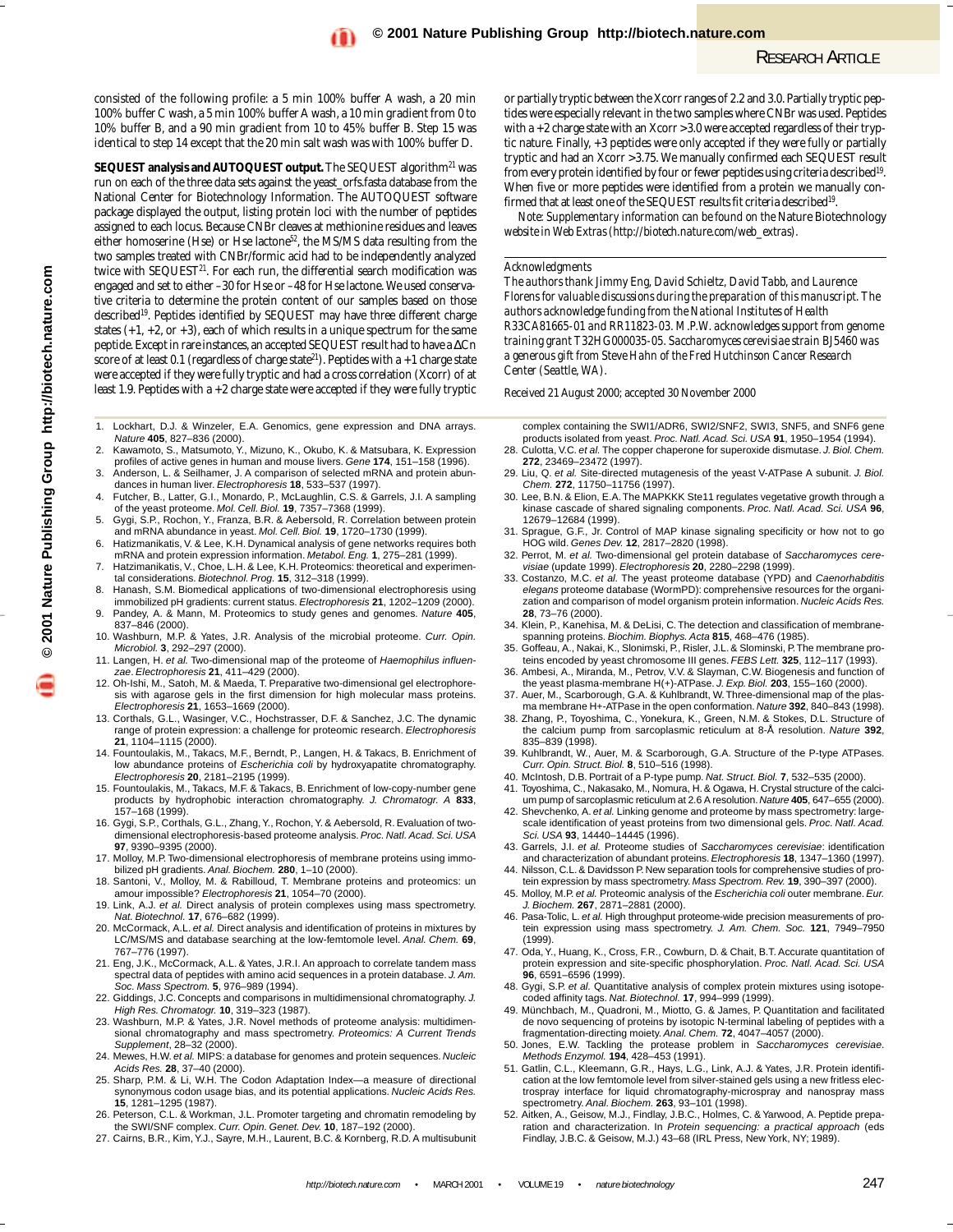consisted of the following profile: a 5 min 100% buffer A wash, a 20 min 100% buffer C wash, a 5 min 100% buffer A wash, a 10 min gradient from 0 to 10% buffer B, and a 90 min gradient from 10 to 45% buffer B. Step 15 was identical to step 14 except that the 20 min salt wash was with 100% buffer D.

**SEQUEST analysis and AUTOQUEST output.** The SEQUEST algorithm[21] was run on each of the three data sets against the yeast_orfs.fasta database from the National Center for Biotechnology Information. The AUTOQUEST software package displayed the output, listing protein loci with the number of peptides assigned to each locus. Because CNBr cleaves at methionine residues and leaves either homoserine (Hse) or Hse lactone[52], the MS/MS data resulting from the two samples treated with CNBr/formic acid had to be independently analyzed twice with SEQUEST[21]. For each run, the differential search modification was engaged and set to either −30 for Hse or −48 for Hse lactone. We used conservative criteria to determine the protein content of our samples based on those described[19]. Peptides identified by SEQUEST may have three different charge states (+1, +2, or +3), each of which results in a unique spectrum for the same peptide. Except in rare instances, an accepted SEQUEST result had to have a ΔCn score of at least 0.1 (regardless of charge state[21]). Peptides with a +1 charge state were accepted if they were fully tryptic and had a cross correlation (Xcorr) of at least 1.9. Peptides with a +2 charge state were accepted if they were fully tryptic or partially tryptic between the Xcorr ranges of 2.2 and 3.0. Partially tryptic peptides were especially relevant in the two samples where CNBr was used. Peptides with a +2 charge state with an Xcorr >3.0 were accepted regardless of their tryptic nature. Finally, +3 peptides were only accepted if they were fully or partially tryptic and had an Xcorr >3.75. We manually confirmed each SEQUEST result from every protein identified by four or fewer peptides using criteria described[19]. When five or more peptides were identified from a protein we manually confirmed that at least one of the SEQUEST results fit criteria described[19].

*Note: Supplementary information can be found on the* Nature Biotechnology *website in Web Extras (http://biotech.nature.com/web_extras).*

### Acknowledgments

*The authors thank Jimmy Eng, David Schieltz, David Tabb, and Laurence Florens for valuable discussions during the preparation of this manuscript. The authors acknowledge funding from the National Institutes of Health R33CA81665-01 and RR11823-03. M.P.W. acknowledges support from genome training grant T32HG000035-05. Saccharomyces cerevisiae strain BJ5460 was a generous gift from Steve Hahn of the Fred Hutchinson Cancer Research Center (Seattle, WA).*

Received 21 August 2000; accepted 30 November 2000

1. Lockhart, D.J. & Winzeler, E.A. Genomics, gene expression and DNA arrays. *Nature* **405**, 827–836 (2000).
2. Kawamoto, S., Matsumoto, Y., Mizuno, K., Okubo, K. & Matsubara, K. Expression profiles of active genes in human and mouse livers. *Gene* **174**, 151–158 (1996).
3. Anderson, L. & Seilhamer, J. A comparison of selected mRNA and protein abundances in human liver. *Electrophoresis* **18**, 533–537 (1997).
4. Futcher, B., Latter, G.I., Monardo, P., McLaughlin, C.S. & Garrels, J.I. A sampling of the yeast proteome. *Mol. Cell. Biol.* **19**, 7357–7368 (1999).
5. Gygi, S.P., Rochon, Y., Franza, B.R. & Aebersold, R. Correlation between protein and mRNA abundance in yeast. *Mol. Cell. Biol.* **19**, 1720–1730 (1999).
6. Hatzimanikatis, V. & Lee, K.H. Dynamical analysis of gene networks requires both mRNA and protein expression information. *Metabol. Eng.* **1**, 275–281 (1999).
7. Hatzimanikatis, V., Choe, L.H. & Lee, K.H. Proteomics: theoretical and experimental considerations. *Biotechnol. Prog.* **15**, 312–318 (1999).
8. Hanash, S.M. Biomedical applications of two-dimensional electrophoresis using immobilized pH gradients: current status. *Electrophoresis* **21**, 1202–1209 (2000).
9. Pandey, A. & Mann, M. Proteomics to study genes and genomes. *Nature* **405**, 837–846 (2000).
10. Washburn, M.P. & Yates, J.R. Analysis of the microbial proteome. *Curr. Opin. Microbiol.* **3**, 292–297 (2000).
11. Langen, H. *et al.* Two-dimensional map of the proteome of *Haemophilus influenzae*. *Electrophoresis* **21**, 411–429 (2000).
12. Oh-Ishi, M., Satoh, M. & Maeda, T. Preparative two-dimensional gel electrophoresis with agarose gels in the first dimension for high molecular mass proteins. *Electrophoresis* **21**, 1653–1669 (2000).
13. Corthals, G.L., Wasinger, V.C., Hochstrasser, D.F. & Sanchez, J.C. The dynamic range of protein expression: a challenge for proteomic research. *Electrophoresis* **21**, 1104–1115 (2000).
14. Fountoulakis, M., Takacs, M.F., Berndt, P., Langen, H. & Takacs, B. Enrichment of low abundance proteins of *Escherichia coli* by hydroxyapatite chromatography. *Electrophoresis* **20**, 2181–2195 (1999).
15. Fountoulakis, M., Takacs, M.F. & Takacs, B. Enrichment of low-copy-number gene products by hydrophobic interaction chromatography. *J. Chromatogr. A* **833**, 157–168 (1999).
16. Gygi, S.P., Corthals, G.L., Zhang, Y., Rochon, Y. & Aebersold, R. Evaluation of two-dimensional electrophoresis-based proteome analysis. *Proc. Natl. Acad. Sci. USA* **97**, 9390–9395 (2000).
17. Molloy, M.P. Two-dimensional electrophoresis of membrane proteins using immobilized pH gradients. *Anal. Biochem.* **280**, 1–10 (2000).
18. Santoni, V., Molloy, M. & Rabilloud, T. Membrane proteins and proteomics: un amour impossible? *Electrophoresis* **21**, 1054–70 (2000).
19. Link, A.J. *et al.* Direct analysis of protein complexes using mass spectrometry. *Nat. Biotechnol.* **17**, 676–682 (1999).
20. McCormack, A.L. *et al.* Direct analysis and identification of proteins in mixtures by LC/MS/MS and database searching at the low-femtomole level. *Anal. Chem.* **69**, 767–776 (1997).
21. Eng, J.K., McCormack, A.L. & Yates, J.R.I. An approach to correlate tandem mass spectral data of peptides with amino acid sequences in a protein database. *J. Am. Soc. Mass Spectrom.* **5**, 976–989 (1994).
22. Giddings, J.C. Concepts and comparisons in multidimensional chromatography. *J. High Res. Chromatogr.* **10**, 319–323 (1987).
23. Washburn, M.P. & Yates, J.R. Novel methods of proteome analysis: multidimensional chromatography and mass spectrometry. *Proteomics: A Current Trends Supplement*, 28–32 (2000).
24. Mewes, H.W. *et al.* MIPS: a database for genomes and protein sequences. *Nucleic Acids Res.* **28**, 37–40 (2000).
25. Sharp, P.M. & Li, W.H. The Codon Adaptation Index—a measure of directional synonymous codon usage bias, and its potential applications. *Nucleic Acids Res.* **15**, 1281–1295 (1987).
26. Peterson, C.L. & Workman, J.L. Promoter targeting and chromatin remodeling by the SWI/SNF complex. *Curr. Opin. Genet. Dev.* **10**, 187–192 (2000).
27. Cairns, B.R., Kim, Y.J., Sayre, M.H., Laurent, B.C. & Kornberg, R.D. A multisubunit complex containing the SWI1/ADR6, SWI2/SNF2, SWI3, SNF5, and SNF6 gene products isolated from yeast. *Proc. Natl. Acad. Sci. USA* **91**, 1950–1954 (1994).
28. Culotta, V.C. *et al.* The copper chaperone for superoxide dismutase. *J. Biol. Chem.* **272**, 23469–23472 (1997).
29. Liu, Q. *et al.* Site-directed mutagenesis of the yeast V-ATPase A subunit. *J. Biol. Chem.* **272**, 11750–11756 (1997).
30. Lee, B.N. & Elion, E.A. The MAPKKK Ste11 regulates vegetative growth through a kinase cascade of shared signaling components. *Proc. Natl. Acad. Sci. USA* **96**, 12679–12684 (1999).
31. Sprague, G.F., Jr. Control of MAP kinase signaling specificity or how not to go HOG wild. *Genes Dev.* **12**, 2817–2820 (1998).
32. Perrot, M. *et al.* Two-dimensional gel protein database of *Saccharomyces cerevisiae* (update 1999). *Electrophoresis* **20**, 2280–2298 (1999).
33. Costanzo, M.C. *et al.* The yeast proteome database (YPD) and *Caenorhabditis elegans* proteome database (WormPD): comprehensive resources for the organization and comparison of model organism protein information. *Nucleic Acids Res.* **28**, 73–76 (2000).
34. Klein, P., Kanehisa, M. & DeLisi, C. The detection and classification of membrane-spanning proteins. *Biochim. Biophys. Acta* **815**, 468–476 (1985).
35. Goffeau, A., Nakai, K., Slonimski, P., Risler, J.L. & Slominski, P. The membrane proteins encoded by yeast chromosome III genes. *FEBS Lett.* **325**, 112–117 (1993).
36. Ambesi, A., Miranda, M., Petrov, V.V. & Slayman, C.W. Biogenesis and function of the yeast plasma-membrane H(+)-ATPase. *J. Exp. Biol.* **203**, 155–160 (2000).
37. Auer, M., Scarborough, G.A. & Kuhlbrandt, W. Three-dimensional map of the plasma membrane H+-ATPase in the open conformation. *Nature* **392**, 840–843 (1998).
38. Zhang, P., Toyoshima, C., Yonekura, K., Green, N.M. & Stokes, D.L. Structure of the calcium pump from sarcoplasmic reticulum at 8-Å resolution. *Nature* **392**, 835–839 (1998).
39. Kuhlbrandt, W., Auer, M. & Scarborough, G.A. Structure of the P-type ATPases. *Curr. Opin. Struct. Biol.* **8**, 510–516 (1998).
40. McIntosh, D.B. Portrait of a P-type pump. *Nat. Struct. Biol.* **7**, 532–535 (2000).
41. Toyoshima, C., Nakasako, M., Nomura, H. & Ogawa, H. Crystal structure of the calcium pump of sarcoplasmic reticulum at 2.6 A resolution. *Nature* **405**, 647–655 (2000).
42. Shevchenko, A. *et al.* Linking genome and proteome by mass spectrometry: large-scale identification of yeast proteins from two dimensional gels. *Proc. Natl. Acad. Sci. USA* **93**, 14440–14445 (1996).
43. Garrels, J.I. *et al.* Proteome studies of *Saccharomyces cerevisiae*: identification and characterization of abundant proteins. *Electrophoresis* **18**, 1347–1360 (1997).
44. Nilsson, C.L. & Davidsson P. New separation tools for comprehensive studies of protein expression by mass spectrometry. *Mass Spectrom. Rev.* **19**, 390–397 (2000).
45. Molloy, M.P. *et al.* Proteomic analysis of the *Escherichia coli* outer membrane. *Eur. J. Biochem.* **267**, 2871–2881 (2000).
46. Pasa-Tolic, L. *et al.* High throughput proteome-wide precision measurements of protein expression using mass spectrometry. *J. Am. Chem. Soc.* **121**, 7949–7950 (1999).
47. Oda, Y., Huang, K., Cross, F.R., Cowburn, D. & Chait, B.T. Accurate quantitation of protein expression and site-specific phosphorylation. *Proc. Natl. Acad. Sci. USA* **96**, 6591–6596 (1999).
48. Gygi, S.P. *et al.* Quantitative analysis of complex protein mixtures using isotope-coded affinity tags. *Nat. Biotechnol.* **17**, 994–999 (1999).
49. Münchbach, M., Quadroni, M., Miotto, G. & James, P. Quantitation and facilitated de novo sequencing of proteins by isotopic N-terminal labeling of peptides with a fragmentation-directing moiety. *Anal. Chem.* **72**, 4047–4057 (2000).
50. Jones, E.W. Tackling the protease problem in *Saccharomyces cerevisiae*. *Methods Enzymol.* **194**, 428–453 (1991).
51. Gatlin, C.L., Kleemann, G.R., Hays, L.G., Link, A.J. & Yates, J.R. Protein identification at the low femtomole level from silver-stained gels using a new fritless electrospray interface for liquid chromatography-microspray and nanospray mass spectrometry. *Anal. Biochem.* **263**, 93–101 (1998).
52. Aitken, A., Geisow, M.J., Findlay, J.B.C., Holmes, C. & Yarwood, A. Peptide preparation and characterization. In *Protein sequencing: a practical approach* (eds Findlay, J.B.C. & Geisow, M.J.) 43–68 (IRL Press, New York, NY; 1989).